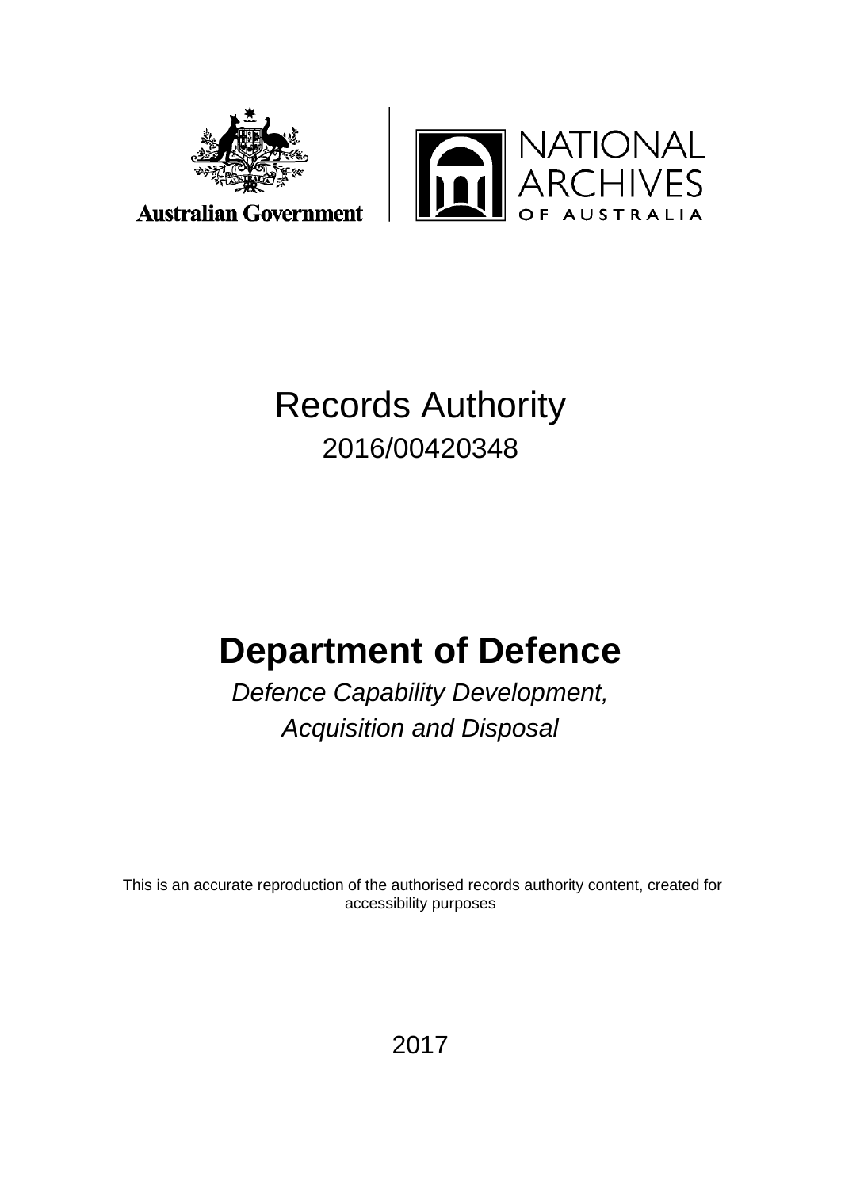Australian Government

NATIONAL ARCHIVES OF AUSTRALIA

# Records Authority

2016/00420348

# Department of Defence

*Defence Capability Development, Acquisition and Disposal*

This is an accurate reproduction of the authorised records authority content, created for accessibility purposes

2017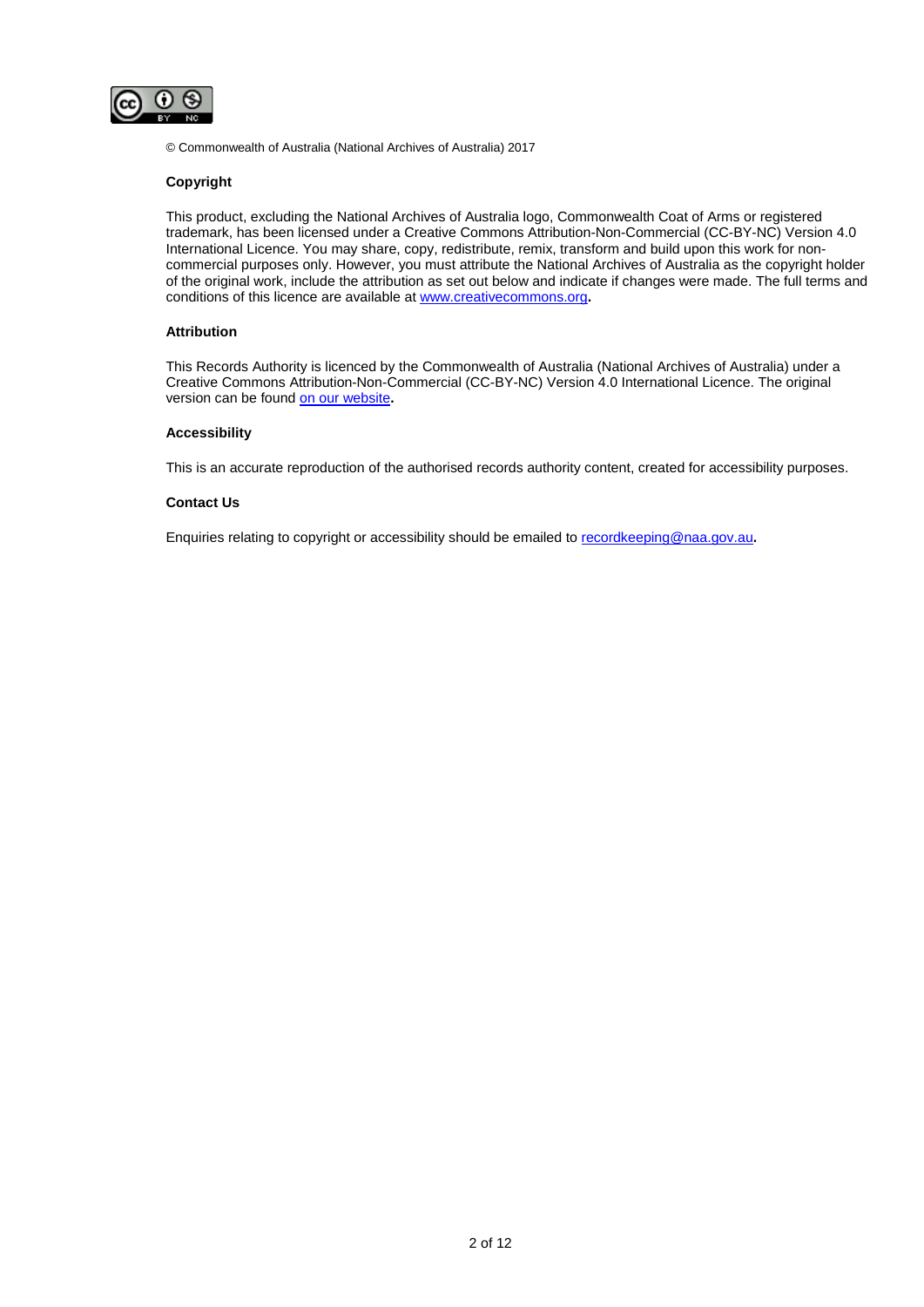© Commonwealth of Australia (National Archives of Australia) 2017

**Copyright**

This product, excluding the National Archives of Australia logo, Commonwealth Coat of Arms or registered trademark, has been licensed under a Creative Commons Attribution-Non-Commercial (CC-BY-NC) Version 4.0 International Licence. You may share, copy, redistribute, remix, transform and build upon this work for non-commercial purposes only. However, you must attribute the National Archives of Australia as the copyright holder of the original work, include the attribution as set out below and indicate if changes were made. The full terms and conditions of this licence are available at [www.creativecommons.org](www.creativecommons.org).

**Attribution**

This Records Authority is licenced by the Commonwealth of Australia (National Archives of Australia) under a Creative Commons Attribution-Non-Commercial (CC-BY-NC) Version 4.0 International Licence. The original version can be found on our website.

**Accessibility**

This is an accurate reproduction of the authorised records authority content, created for accessibility purposes.

**Contact Us**

Enquiries relating to copyright or accessibility should be emailed to [recordkeeping@naa.gov.au](mailto:recordkeeping@naa.gov.au).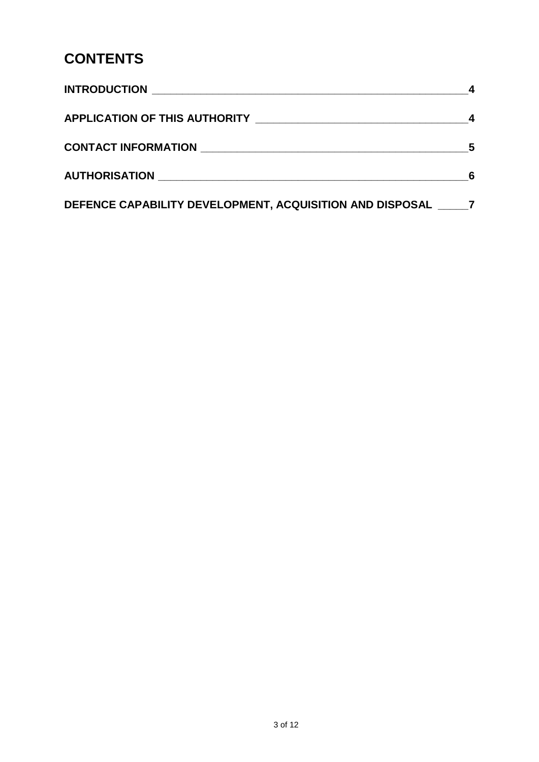# CONTENTS

**INTRODUCTION** ____________________________________________________ **4**

**APPLICATION OF THIS AUTHORITY** ___________________________________ **4**

**CONTACT INFORMATION** ___________________________________________ **5**

**AUTHORISATION** _________________________________________________ **6**

**DEFENCE CAPABILITY DEVELOPMENT, ACQUISITION AND DISPOSAL** _____ **7**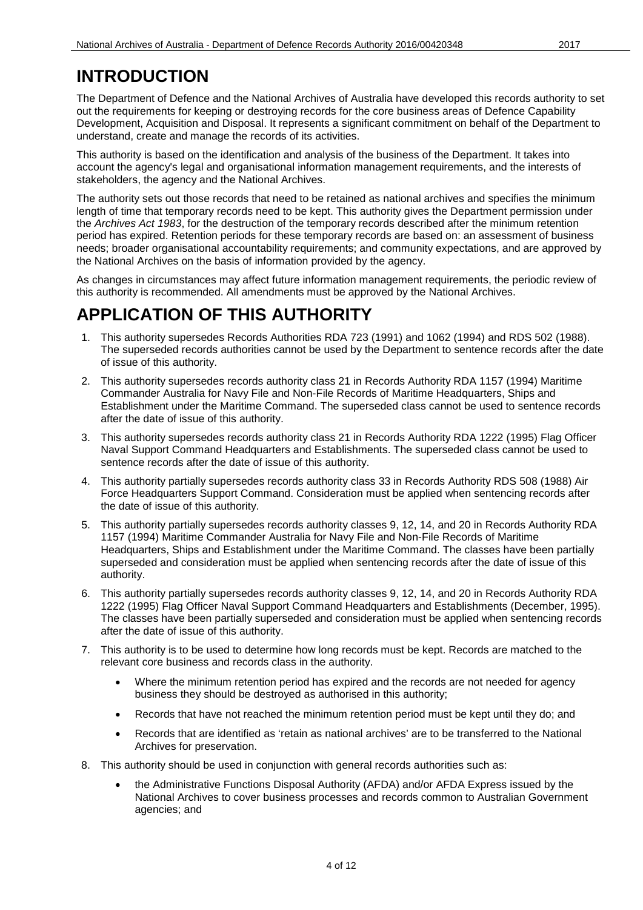# INTRODUCTION

The Department of Defence and the National Archives of Australia have developed this records authority to set out the requirements for keeping or destroying records for the core business areas of Defence Capability Development, Acquisition and Disposal. It represents a significant commitment on behalf of the Department to understand, create and manage the records of its activities.

This authority is based on the identification and analysis of the business of the Department. It takes into account the agency's legal and organisational information management requirements, and the interests of stakeholders, the agency and the National Archives.

The authority sets out those records that need to be retained as national archives and specifies the minimum length of time that temporary records need to be kept. This authority gives the Department permission under the *Archives Act 1983*, for the destruction of the temporary records described after the minimum retention period has expired. Retention periods for these temporary records are based on: an assessment of business needs; broader organisational accountability requirements; and community expectations, and are approved by the National Archives on the basis of information provided by the agency.

As changes in circumstances may affect future information management requirements, the periodic review of this authority is recommended. All amendments must be approved by the National Archives.

# APPLICATION OF THIS AUTHORITY

1. This authority supersedes Records Authorities RDA 723 (1991) and 1062 (1994) and RDS 502 (1988). The superseded records authorities cannot be used by the Department to sentence records after the date of issue of this authority.
2. This authority supersedes records authority class 21 in Records Authority RDA 1157 (1994) Maritime Commander Australia for Navy File and Non-File Records of Maritime Headquarters, Ships and Establishment under the Maritime Command. The superseded class cannot be used to sentence records after the date of issue of this authority.
3. This authority supersedes records authority class 21 in Records Authority RDA 1222 (1995) Flag Officer Naval Support Command Headquarters and Establishments. The superseded class cannot be used to sentence records after the date of issue of this authority.
4. This authority partially supersedes records authority class 33 in Records Authority RDS 508 (1988) Air Force Headquarters Support Command. Consideration must be applied when sentencing records after the date of issue of this authority.
5. This authority partially supersedes records authority classes 9, 12, 14, and 20 in Records Authority RDA 1157 (1994) Maritime Commander Australia for Navy File and Non-File Records of Maritime Headquarters, Ships and Establishment under the Maritime Command. The classes have been partially superseded and consideration must be applied when sentencing records after the date of issue of this authority.
6. This authority partially supersedes records authority classes 9, 12, 14, and 20 in Records Authority RDA 1222 (1995) Flag Officer Naval Support Command Headquarters and Establishments (December, 1995). The classes have been partially superseded and consideration must be applied when sentencing records after the date of issue of this authority.
7. This authority is to be used to determine how long records must be kept. Records are matched to the relevant core business and records class in the authority.
   - Where the minimum retention period has expired and the records are not needed for agency business they should be destroyed as authorised in this authority;
   - Records that have not reached the minimum retention period must be kept until they do; and
   - Records that are identified as 'retain as national archives' are to be transferred to the National Archives for preservation.
8. This authority should be used in conjunction with general records authorities such as:
   - the Administrative Functions Disposal Authority (AFDA) and/or AFDA Express issued by the National Archives to cover business processes and records common to Australian Government agencies; and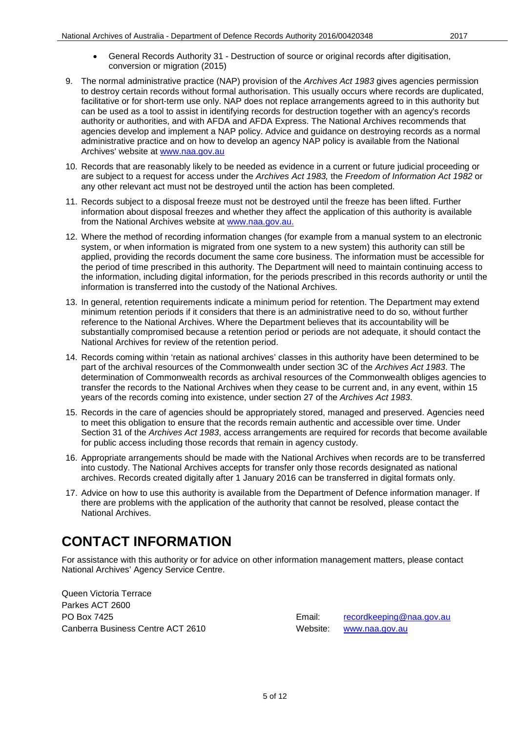- General Records Authority 31 - Destruction of source or original records after digitisation, conversion or migration (2015)

9. The normal administrative practice (NAP) provision of the *Archives Act 1983* gives agencies permission to destroy certain records without formal authorisation. This usually occurs where records are duplicated, facilitative or for short-term use only. NAP does not replace arrangements agreed to in this authority but can be used as a tool to assist in identifying records for destruction together with an agency's records authority or authorities, and with AFDA and AFDA Express. The National Archives recommends that agencies develop and implement a NAP policy. Advice and guidance on destroying records as a normal administrative practice and on how to develop an agency NAP policy is available from the National Archives' website at [www.naa.gov.au](http://www.naa.gov.au)

10. Records that are reasonably likely to be needed as evidence in a current or future judicial proceeding or are subject to a request for access under the *Archives Act 1983,* the *Freedom of Information Act 1982* or any other relevant act must not be destroyed until the action has been completed.

11. Records subject to a disposal freeze must not be destroyed until the freeze has been lifted. Further information about disposal freezes and whether they affect the application of this authority is available from the National Archives website at [www.naa.gov.au.](http://www.naa.gov.au)

12. Where the method of recording information changes (for example from a manual system to an electronic system, or when information is migrated from one system to a new system) this authority can still be applied, providing the records document the same core business. The information must be accessible for the period of time prescribed in this authority. The Department will need to maintain continuing access to the information, including digital information, for the periods prescribed in this records authority or until the information is transferred into the custody of the National Archives.

13. In general, retention requirements indicate a minimum period for retention. The Department may extend minimum retention periods if it considers that there is an administrative need to do so, without further reference to the National Archives. Where the Department believes that its accountability will be substantially compromised because a retention period or periods are not adequate, it should contact the National Archives for review of the retention period.

14. Records coming within 'retain as national archives' classes in this authority have been determined to be part of the archival resources of the Commonwealth under section 3C of the *Archives Act 1983*. The determination of Commonwealth records as archival resources of the Commonwealth obliges agencies to transfer the records to the National Archives when they cease to be current and, in any event, within 15 years of the records coming into existence, under section 27 of the *Archives Act 1983*.

15. Records in the care of agencies should be appropriately stored, managed and preserved. Agencies need to meet this obligation to ensure that the records remain authentic and accessible over time. Under Section 31 of the *Archives Act 1983*, access arrangements are required for records that become available for public access including those records that remain in agency custody.

16. Appropriate arrangements should be made with the National Archives when records are to be transferred into custody. The National Archives accepts for transfer only those records designated as national archives. Records created digitally after 1 January 2016 can be transferred in digital formats only.

17. Advice on how to use this authority is available from the Department of Defence information manager. If there are problems with the application of the authority that cannot be resolved, please contact the National Archives.

# CONTACT INFORMATION

For assistance with this authority or for advice on other information management matters, please contact National Archives' Agency Service Centre.

Queen Victoria Terrace
Parkes ACT 2600
PO Box 7425
Canberra Business Centre ACT 2610

Email: [recordkeeping@naa.gov.au](mailto:recordkeeping@naa.gov.au)
Website: [www.naa.gov.au](http://www.naa.gov.au)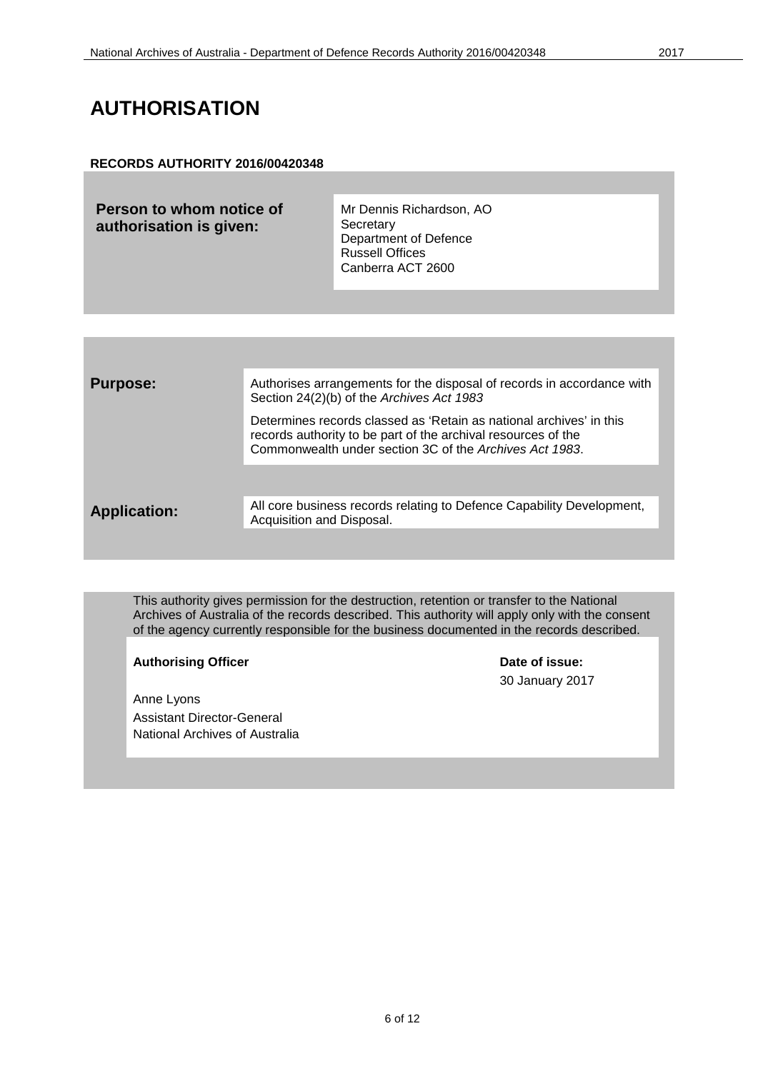# AUTHORISATION

**RECORDS AUTHORITY 2016/00420348**

| | |
|---|---|
| **Person to whom notice of authorisation is given:** | Mr Dennis Richardson, AO<br>Secretary<br>Department of Defence<br>Russell Offices<br>Canberra ACT 2600 |

| | |
|---|---|
| **Purpose:** | Authorises arrangements for the disposal of records in accordance with Section 24(2)(b) of the *Archives Act 1983*<br><br>Determines records classed as 'Retain as national archives' in this records authority to be part of the archival resources of the Commonwealth under section 3C of the *Archives Act 1983*. |
| **Application:** | All core business records relating to Defence Capability Development, Acquisition and Disposal. |

This authority gives permission for the destruction, retention or transfer to the National Archives of Australia of the records described. This authority will apply only with the consent of the agency currently responsible for the business documented in the records described.

| **Authorising Officer** | **Date of issue:** |
|---|---|
| Anne Lyons<br>Assistant Director-General<br>National Archives of Australia | 30 January 2017 |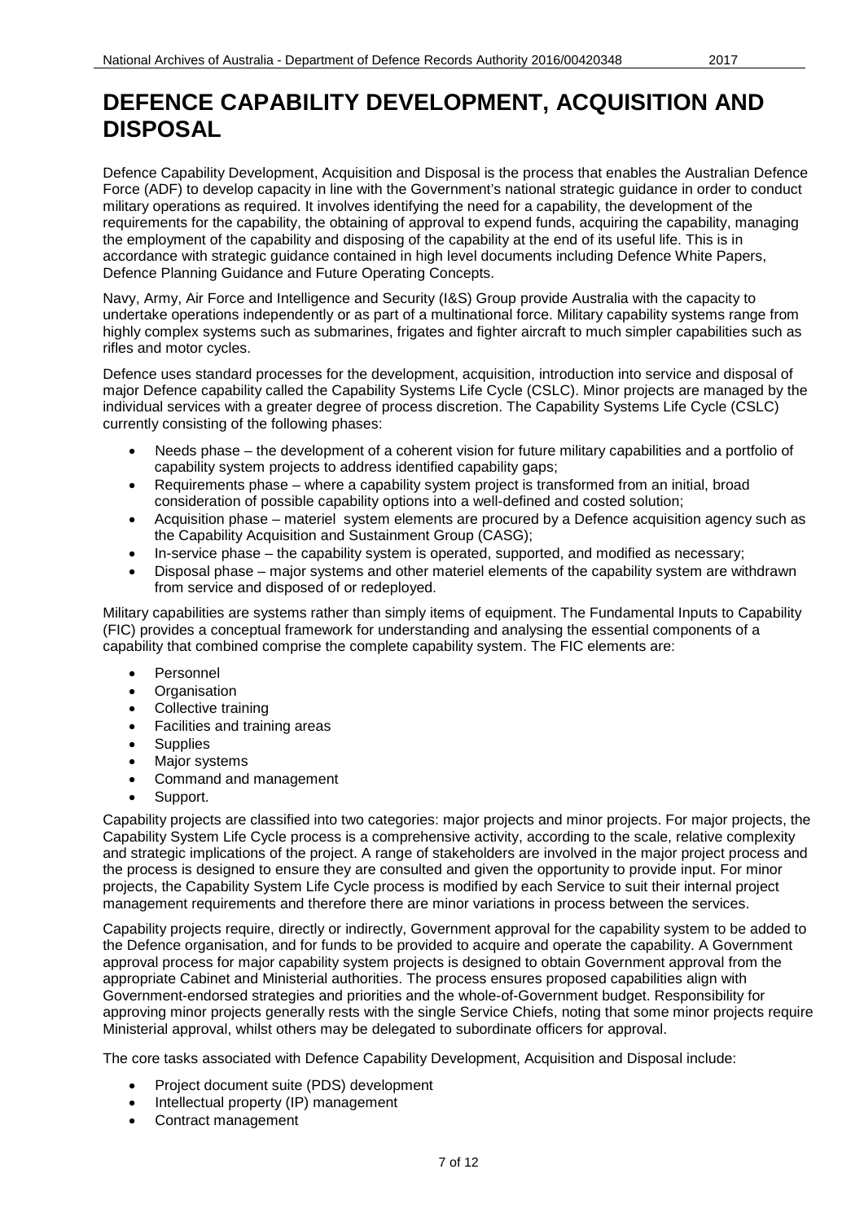# DEFENCE CAPABILITY DEVELOPMENT, ACQUISITION AND DISPOSAL

Defence Capability Development, Acquisition and Disposal is the process that enables the Australian Defence Force (ADF) to develop capacity in line with the Government's national strategic guidance in order to conduct military operations as required. It involves identifying the need for a capability, the development of the requirements for the capability, the obtaining of approval to expend funds, acquiring the capability, managing the employment of the capability and disposing of the capability at the end of its useful life. This is in accordance with strategic guidance contained in high level documents including Defence White Papers, Defence Planning Guidance and Future Operating Concepts.

Navy, Army, Air Force and Intelligence and Security (I&S) Group provide Australia with the capacity to undertake operations independently or as part of a multinational force. Military capability systems range from highly complex systems such as submarines, frigates and fighter aircraft to much simpler capabilities such as rifles and motor cycles.

Defence uses standard processes for the development, acquisition, introduction into service and disposal of major Defence capability called the Capability Systems Life Cycle (CSLC). Minor projects are managed by the individual services with a greater degree of process discretion. The Capability Systems Life Cycle (CSLC) currently consisting of the following phases:

- Needs phase – the development of a coherent vision for future military capabilities and a portfolio of capability system projects to address identified capability gaps;
- Requirements phase – where a capability system project is transformed from an initial, broad consideration of possible capability options into a well-defined and costed solution;
- Acquisition phase – materiel system elements are procured by a Defence acquisition agency such as the Capability Acquisition and Sustainment Group (CASG);
- In-service phase – the capability system is operated, supported, and modified as necessary;
- Disposal phase – major systems and other materiel elements of the capability system are withdrawn from service and disposed of or redeployed.

Military capabilities are systems rather than simply items of equipment. The Fundamental Inputs to Capability (FIC) provides a conceptual framework for understanding and analysing the essential components of a capability that combined comprise the complete capability system. The FIC elements are:

- Personnel
- Organisation
- Collective training
- Facilities and training areas
- Supplies
- Major systems
- Command and management
- Support.

Capability projects are classified into two categories: major projects and minor projects. For major projects, the Capability System Life Cycle process is a comprehensive activity, according to the scale, relative complexity and strategic implications of the project. A range of stakeholders are involved in the major project process and the process is designed to ensure they are consulted and given the opportunity to provide input. For minor projects, the Capability System Life Cycle process is modified by each Service to suit their internal project management requirements and therefore there are minor variations in process between the services.

Capability projects require, directly or indirectly, Government approval for the capability system to be added to the Defence organisation, and for funds to be provided to acquire and operate the capability. A Government approval process for major capability system projects is designed to obtain Government approval from the appropriate Cabinet and Ministerial authorities. The process ensures proposed capabilities align with Government-endorsed strategies and priorities and the whole-of-Government budget. Responsibility for approving minor projects generally rests with the single Service Chiefs, noting that some minor projects require Ministerial approval, whilst others may be delegated to subordinate officers for approval.

The core tasks associated with Defence Capability Development, Acquisition and Disposal include:

- Project document suite (PDS) development
- Intellectual property (IP) management
- Contract management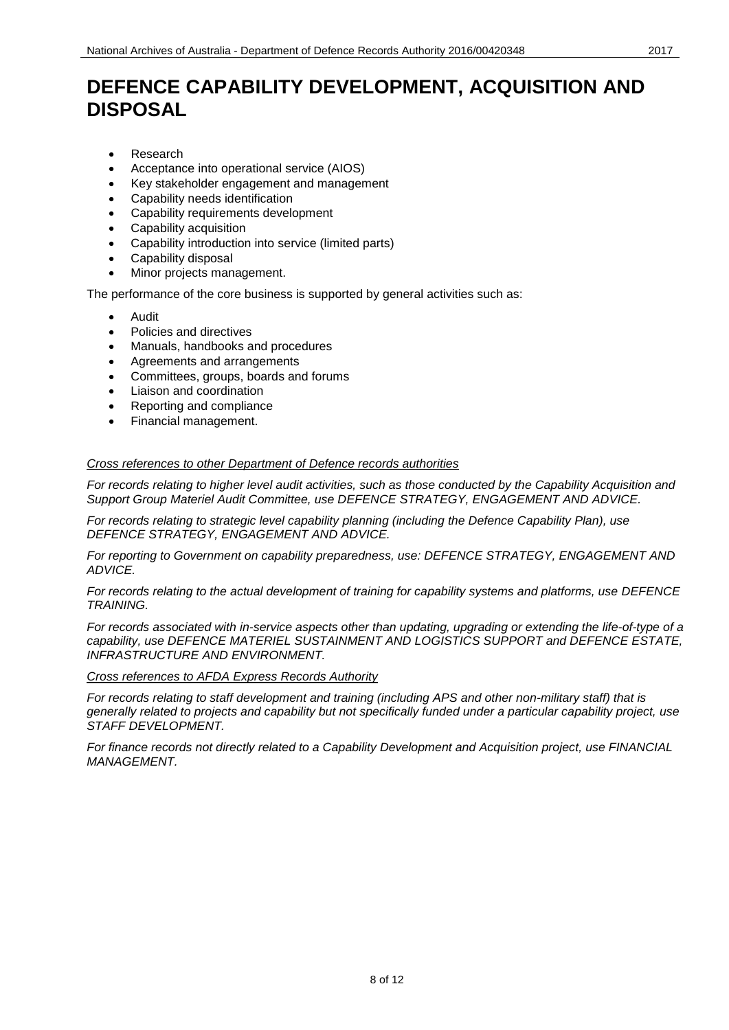# DEFENCE CAPABILITY DEVELOPMENT, ACQUISITION AND DISPOSAL

- Research
- Acceptance into operational service (AIOS)
- Key stakeholder engagement and management
- Capability needs identification
- Capability requirements development
- Capability acquisition
- Capability introduction into service (limited parts)
- Capability disposal
- Minor projects management.

The performance of the core business is supported by general activities such as:

- Audit
- Policies and directives
- Manuals, handbooks and procedures
- Agreements and arrangements
- Committees, groups, boards and forums
- Liaison and coordination
- Reporting and compliance
- Financial management.

*Cross references to other Department of Defence records authorities*

*For records relating to higher level audit activities, such as those conducted by the Capability Acquisition and Support Group Materiel Audit Committee, use DEFENCE STRATEGY, ENGAGEMENT AND ADVICE.*

*For records relating to strategic level capability planning (including the Defence Capability Plan), use DEFENCE STRATEGY, ENGAGEMENT AND ADVICE.*

*For reporting to Government on capability preparedness, use: DEFENCE STRATEGY, ENGAGEMENT AND ADVICE.*

*For records relating to the actual development of training for capability systems and platforms, use DEFENCE TRAINING.*

*For records associated with in-service aspects other than updating, upgrading or extending the life-of-type of a capability, use DEFENCE MATERIEL SUSTAINMENT AND LOGISTICS SUPPORT and DEFENCE ESTATE, INFRASTRUCTURE AND ENVIRONMENT.*

*Cross references to AFDA Express Records Authority*

*For records relating to staff development and training (including APS and other non-military staff) that is generally related to projects and capability but not specifically funded under a particular capability project, use STAFF DEVELOPMENT.*

*For finance records not directly related to a Capability Development and Acquisition project, use FINANCIAL MANAGEMENT.*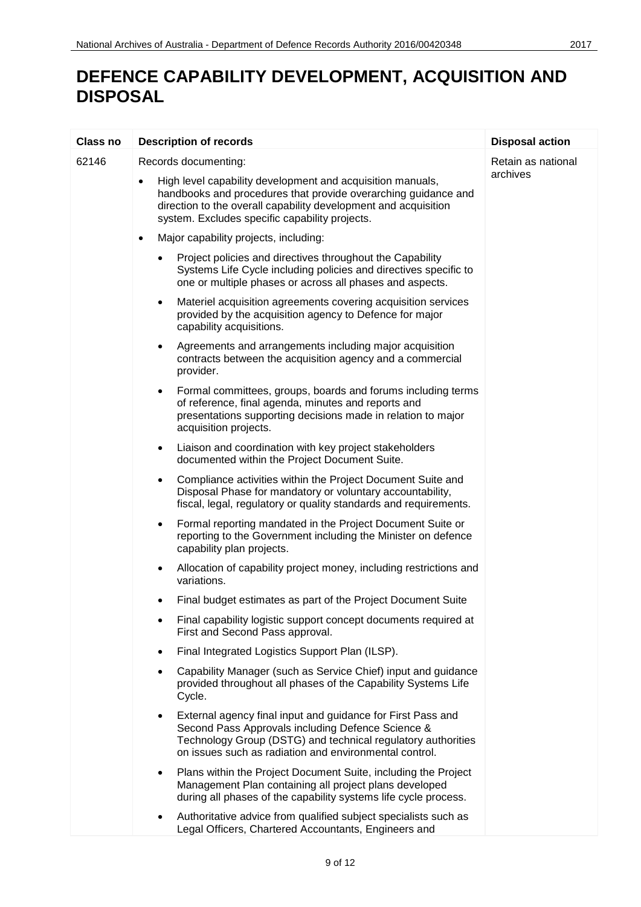# DEFENCE CAPABILITY DEVELOPMENT, ACQUISITION AND DISPOSAL

| Class no | Description of records | Disposal action |
|---|---|---|
| 62146 | Records documenting:<br>• High level capability development and acquisition manuals, handbooks and procedures that provide overarching guidance and direction to the overall capability development and acquisition system. Excludes specific capability projects.<br>• Major capability projects, including:<br>&nbsp;&nbsp;◦ Project policies and directives throughout the Capability Systems Life Cycle including policies and directives specific to one or multiple phases or across all phases and aspects.<br>&nbsp;&nbsp;◦ Materiel acquisition agreements covering acquisition services provided by the acquisition agency to Defence for major capability acquisitions.<br>&nbsp;&nbsp;◦ Agreements and arrangements including major acquisition contracts between the acquisition agency and a commercial provider.<br>&nbsp;&nbsp;◦ Formal committees, groups, boards and forums including terms of reference, final agenda, minutes and reports and presentations supporting decisions made in relation to major acquisition projects.<br>&nbsp;&nbsp;◦ Liaison and coordination with key project stakeholders documented within the Project Document Suite.<br>&nbsp;&nbsp;◦ Compliance activities within the Project Document Suite and Disposal Phase for mandatory or voluntary accountability, fiscal, legal, regulatory or quality standards and requirements.<br>&nbsp;&nbsp;◦ Formal reporting mandated in the Project Document Suite or reporting to the Government including the Minister on defence capability plan projects.<br>&nbsp;&nbsp;◦ Allocation of capability project money, including restrictions and variations.<br>&nbsp;&nbsp;◦ Final budget estimates as part of the Project Document Suite<br>&nbsp;&nbsp;◦ Final capability logistic support concept documents required at First and Second Pass approval.<br>&nbsp;&nbsp;◦ Final Integrated Logistics Support Plan (ILSP).<br>&nbsp;&nbsp;◦ Capability Manager (such as Service Chief) input and guidance provided throughout all phases of the Capability Systems Life Cycle.<br>&nbsp;&nbsp;◦ External agency final input and guidance for First Pass and Second Pass Approvals including Defence Science & Technology Group (DSTG) and technical regulatory authorities on issues such as radiation and environmental control.<br>&nbsp;&nbsp;◦ Plans within the Project Document Suite, including the Project Management Plan containing all project plans developed during all phases of the capability systems life cycle process.<br>&nbsp;&nbsp;◦ Authoritative advice from qualified subject specialists such as Legal Officers, Chartered Accountants, Engineers and | Retain as national archives |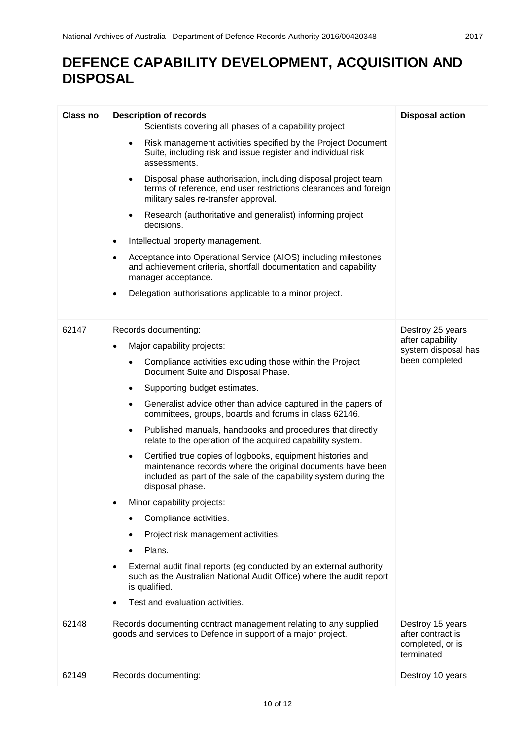# DEFENCE CAPABILITY DEVELOPMENT, ACQUISITION AND DISPOSAL

| Class no | Description of records | Disposal action |
|---|---|---|
| | Scientists covering all phases of a capability project<br>• Risk management activities specified by the Project Document Suite, including risk and issue register and individual risk assessments.<br>• Disposal phase authorisation, including disposal project team terms of reference, end user restrictions clearances and foreign military sales re-transfer approval.<br>• Research (authoritative and generalist) informing project decisions.<br>• Intellectual property management.<br>• Acceptance into Operational Service (AIOS) including milestones and achievement criteria, shortfall documentation and capability manager acceptance.<br>• Delegation authorisations applicable to a minor project. | |
| 62147 | Records documenting:<br>• Major capability projects:<br>  • Compliance activities excluding those within the Project Document Suite and Disposal Phase.<br>  • Supporting budget estimates.<br>  • Generalist advice other than advice captured in the papers of committees, groups, boards and forums in class 62146.<br>  • Published manuals, handbooks and procedures that directly relate to the operation of the acquired capability system.<br>  • Certified true copies of logbooks, equipment histories and maintenance records where the original documents have been included as part of the sale of the capability system during the disposal phase.<br>• Minor capability projects:<br>  • Compliance activities.<br>  • Project risk management activities.<br>  • Plans.<br>• External audit final reports (eg conducted by an external authority such as the Australian National Audit Office) where the audit report is qualified.<br>• Test and evaluation activities. | Destroy 25 years after capability system disposal has been completed |
| 62148 | Records documenting contract management relating to any supplied goods and services to Defence in support of a major project. | Destroy 15 years after contract is completed, or is terminated |
| 62149 | Records documenting: | Destroy 10 years |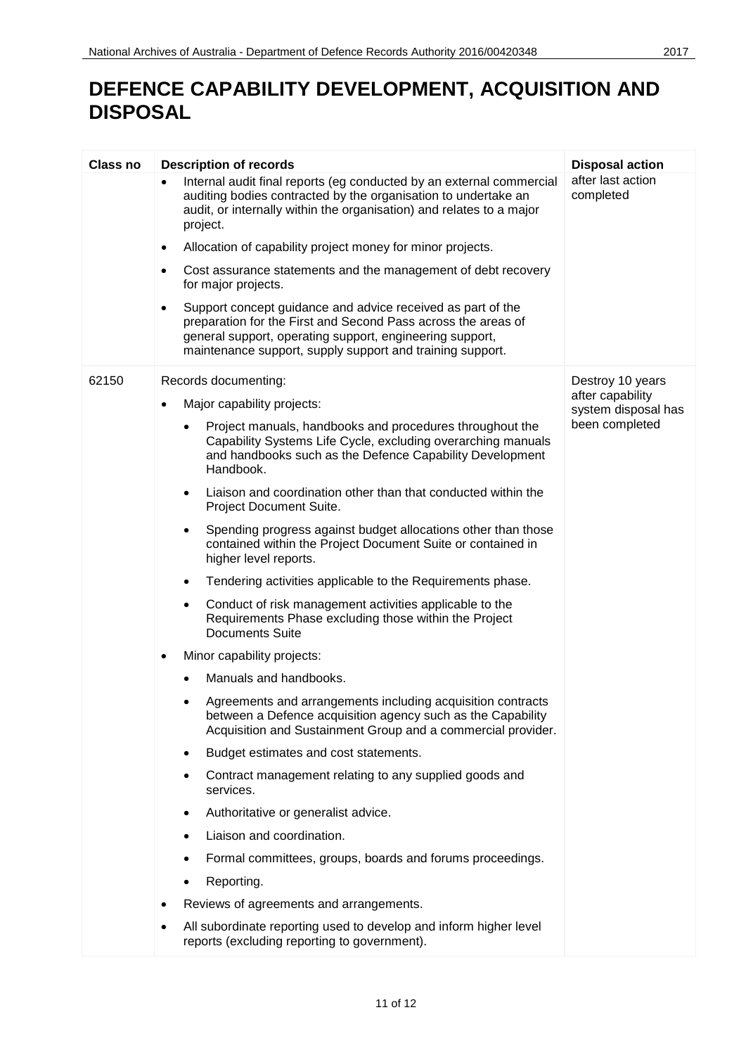# DEFENCE CAPABILITY DEVELOPMENT, ACQUISITION AND DISPOSAL

| Class no | Description of records | Disposal action |
|---|---|---|
| | • Internal audit final reports (eg conducted by an external commercial auditing bodies contracted by the organisation to undertake an audit, or internally within the organisation) and relates to a major project.<br>• Allocation of capability project money for minor projects.<br>• Cost assurance statements and the management of debt recovery for major projects.<br>• Support concept guidance and advice received as part of the preparation for the First and Second Pass across the areas of general support, operating support, engineering support, maintenance support, supply support and training support. | after last action completed |
| 62150 | Records documenting:<br>• Major capability projects:<br>&nbsp;&nbsp;• Project manuals, handbooks and procedures throughout the Capability Systems Life Cycle, excluding overarching manuals and handbooks such as the Defence Capability Development Handbook.<br>&nbsp;&nbsp;• Liaison and coordination other than that conducted within the Project Document Suite.<br>&nbsp;&nbsp;• Spending progress against budget allocations other than those contained within the Project Document Suite or contained in higher level reports.<br>&nbsp;&nbsp;• Tendering activities applicable to the Requirements phase.<br>&nbsp;&nbsp;• Conduct of risk management activities applicable to the Requirements Phase excluding those within the Project Documents Suite<br>• Minor capability projects:<br>&nbsp;&nbsp;• Manuals and handbooks.<br>&nbsp;&nbsp;• Agreements and arrangements including acquisition contracts between a Defence acquisition agency such as the Capability Acquisition and Sustainment Group and a commercial provider.<br>&nbsp;&nbsp;• Budget estimates and cost statements.<br>&nbsp;&nbsp;• Contract management relating to any supplied goods and services.<br>&nbsp;&nbsp;• Authoritative or generalist advice.<br>&nbsp;&nbsp;• Liaison and coordination.<br>&nbsp;&nbsp;• Formal committees, groups, boards and forums proceedings.<br>&nbsp;&nbsp;• Reporting.<br>• Reviews of agreements and arrangements.<br>• All subordinate reporting used to develop and inform higher level reports (excluding reporting to government). | Destroy 10 years after capability system disposal has been completed |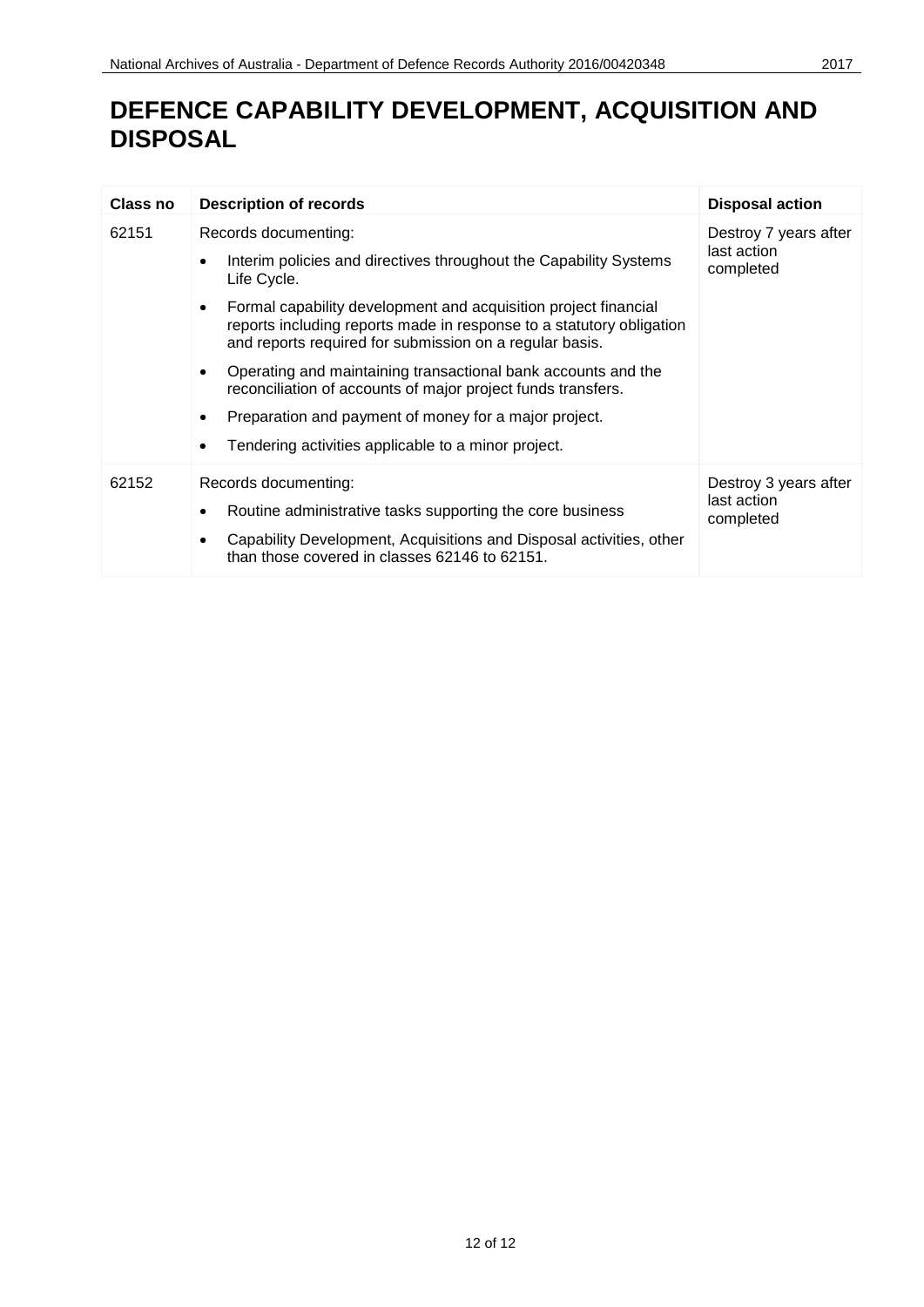# DEFENCE CAPABILITY DEVELOPMENT, ACQUISITION AND DISPOSAL

| Class no | Description of records | Disposal action |
|---|---|---|
| 62151 | Records documenting:<br>• Interim policies and directives throughout the Capability Systems Life Cycle.<br>• Formal capability development and acquisition project financial reports including reports made in response to a statutory obligation and reports required for submission on a regular basis.<br>• Operating and maintaining transactional bank accounts and the reconciliation of accounts of major project funds transfers.<br>• Preparation and payment of money for a major project.<br>• Tendering activities applicable to a minor project. | Destroy 7 years after last action completed |
| 62152 | Records documenting:<br>• Routine administrative tasks supporting the core business<br>• Capability Development, Acquisitions and Disposal activities, other than those covered in classes 62146 to 62151. | Destroy 3 years after last action completed |